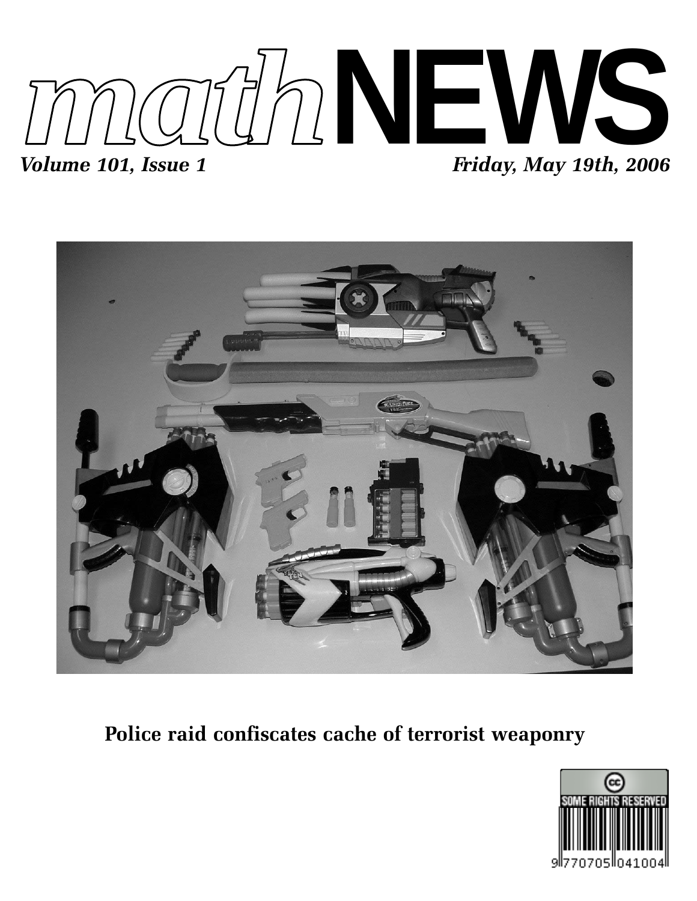# mathNEWS

*Volume 101, Issue 1* *Friday, May 19th, 2006*

**Police raid confiscates cache of terrorist weaponry**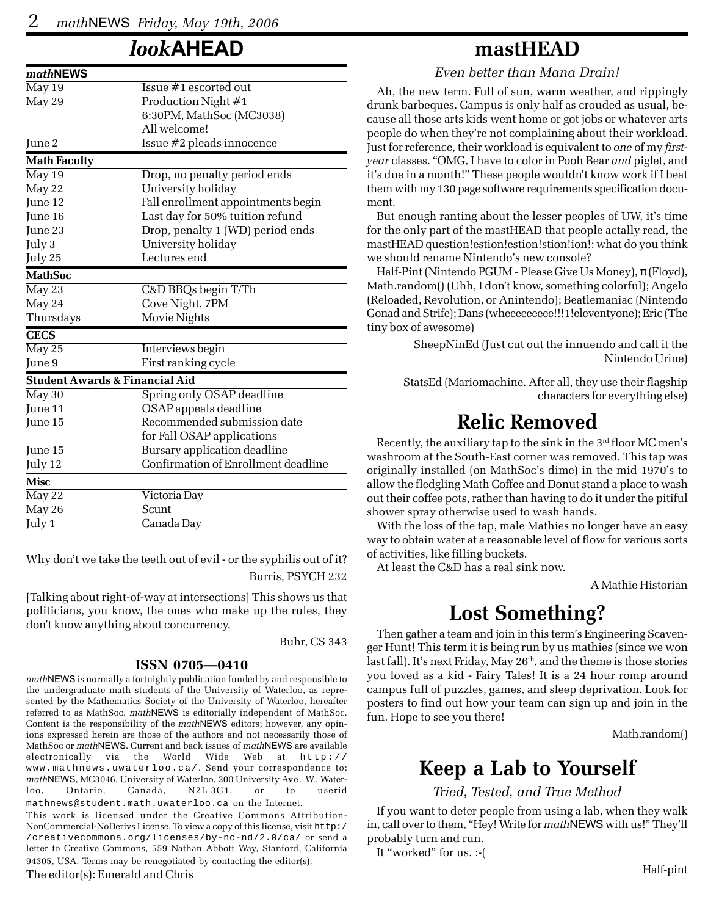# *look*AHEAD

| *math*NEWS | |
|---|---|
| May 19 | Issue #1 escorted out |
| May 29 | Production Night #1<br>6:30PM, MathSoc (MC3038)<br>All welcome! |
| June 2 | Issue #2 pleads innocence |
| **Math Faculty** | |
| May 19 | Drop, no penalty period ends |
| May 22 | University holiday |
| June 12 | Fall enrollment appointments begin |
| June 16 | Last day for 50% tuition refund |
| June 23 | Drop, penalty 1 (WD) period ends |
| July 3 | University holiday |
| July 25 | Lectures end |
| **MathSoc** | |
| May 23 | C&D BBQs begin T/Th |
| May 24 | Cove Night, 7PM |
| Thursdays | Movie Nights |
| **CECS** | |
| May 25 | Interviews begin |
| June 9 | First ranking cycle |
| **Student Awards & Financial Aid** | |
| May 30 | Spring only OSAP deadline |
| June 11 | OSAP appeals deadline |
| June 15 | Recommended submission date for Fall OSAP applications |
| June 15 | Bursary application deadline |
| July 12 | Confirmation of Enrollment deadline |
| **Misc** | |
| May 22 | Victoria Day |
| May 26 | Scunt |
| July 1 | Canada Day |

Why don't we take the teeth out of evil - or the syphilis out of it?

Burris, PSYCH 232

[Talking about right-of-way at intersections] This shows us that politicians, you know, the ones who make up the rules, they don't know anything about concurrency.

Buhr, CS 343

**ISSN 0705—0410**

*math*NEWS is normally a fortnightly publication funded by and responsible to the undergraduate math students of the University of Waterloo, as represented by the Mathematics Society of the University of Waterloo, hereafter referred to as MathSoc. *math*NEWS is editorially independent of MathSoc. Content is the responsibility of the *math*NEWS editors; however, any opinions expressed herein are those of the authors and not necessarily those of MathSoc or *math*NEWS. Current and back issues of *math*NEWS are available electronically via the World Wide Web at http://www.mathnews.uwaterloo.ca/. Send your correspondence to: *math*NEWS, MC3046, University of Waterloo, 200 University Ave. W., Waterloo, Ontario, Canada, N2L 3G1, or to userid mathnews@student.math.uwaterloo.ca on the Internet.

This work is licensed under the Creative Commons Attribution-NonCommercial-NoDerivs License. To view a copy of this license, visit http://creativecommons.org/licenses/by-nc-nd/2.0/ca/ or send a letter to Creative Commons, 559 Nathan Abbott Way, Stanford, California 94305, USA. Terms may be renegotiated by contacting the editor(s).

The editor(s): Emerald and Chris

# mastHEAD

*Even better than Mana Drain!*

Ah, the new term. Full of sun, warm weather, and rippingly drunk barbeques. Campus is only half as crouded as usual, because all those arts kids went home or got jobs or whatever arts people do when they're not complaining about their workload. Just for reference, their workload is equivalent to *one* of my *first-year* classes. "OMG, I have to color in Pooh Bear *and* piglet, and it's due in a month!" These people wouldn't know work if I beat them with my 130 page software requirements specification document.

But enough ranting about the lesser peoples of UW, it's time for the only part of the mastHEAD that people actally read, the mastHEAD question!estion!estion!stion!ion!: what do you think we should rename Nintendo's new console?

Half-Pint (Nintendo PGUM - Please Give Us Money), π (Floyd), Math.random() (Uhh, I don't know, something colorful); Angelo (Reloaded, Revolution, or Anintendo); Beatlemaniac (Nintendo Gonad and Strife); Dans (wheeeeeeeee!!!1!eleventyone); Eric (The tiny box of awesome)

SheepNinEd (Just cut out the innuendo and call it the Nintendo Urine)

StatsEd (Mariomachine. After all, they use their flagship characters for everything else)

# Relic Removed

Recently, the auxiliary tap to the sink in the 3rd floor MC men's washroom at the South-East corner was removed. This tap was originally installed (on MathSoc's dime) in the mid 1970's to allow the fledgling Math Coffee and Donut stand a place to wash out their coffee pots, rather than having to do it under the pitiful shower spray otherwise used to wash hands.

With the loss of the tap, male Mathies no longer have an easy way to obtain water at a reasonable level of flow for various sorts of activities, like filling buckets.

At least the C&D has a real sink now.

A Mathie Historian

# Lost Something?

Then gather a team and join in this term's Engineering Scavenger Hunt! This term it is being run by us mathies (since we won last fall). It's next Friday, May 26th, and the theme is those stories you loved as a kid - Fairy Tales! It is a 24 hour romp around campus full of puzzles, games, and sleep deprivation. Look for posters to find out how your team can sign up and join in the fun. Hope to see you there!

Math.random()

# Keep a Lab to Yourself

*Tried, Tested, and True Method*

If you want to deter people from using a lab, when they walk in, call over to them, "Hey! Write for *math*NEWS with us!" They'll probably turn and run.

It "worked" for us. :-(

Half-pint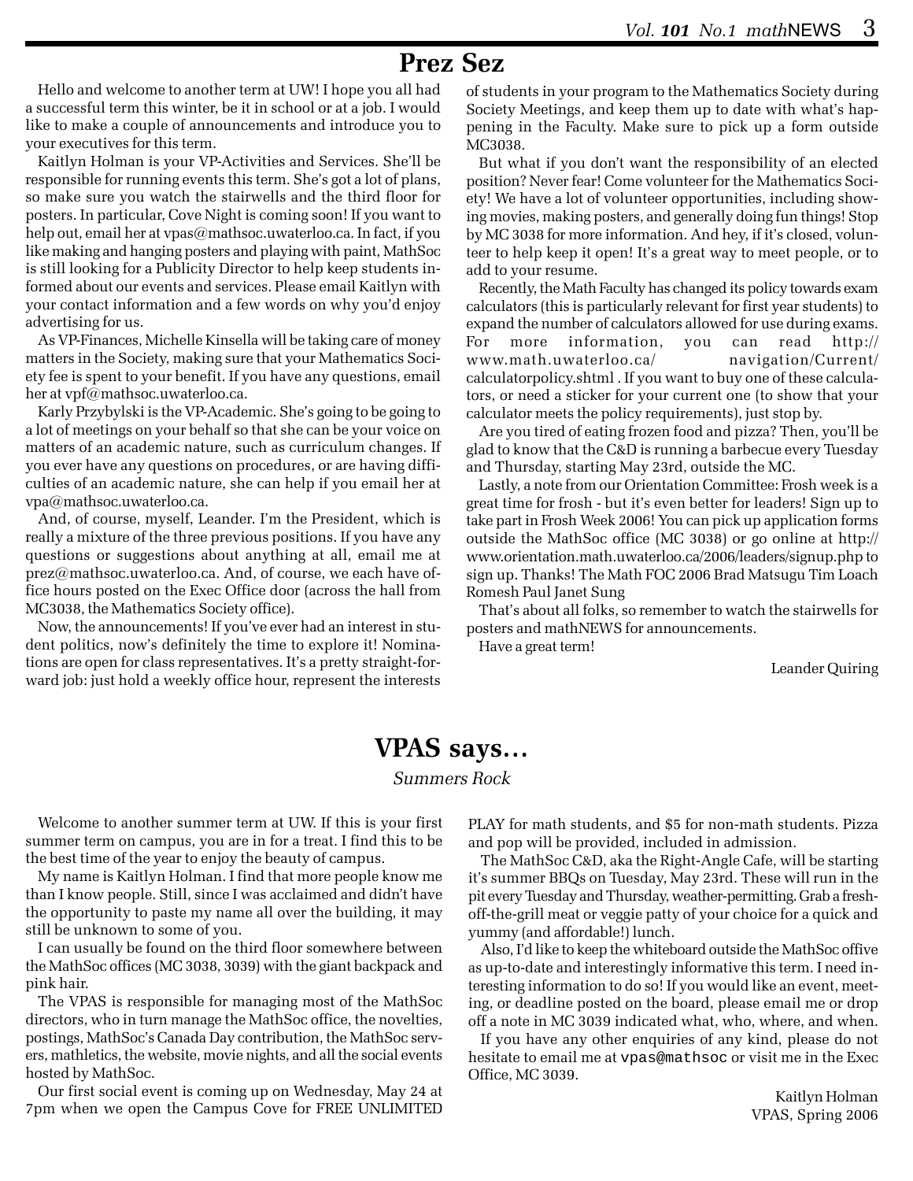# Prez Sez

Hello and welcome to another term at UW! I hope you all had a successful term this winter, be it in school or at a job. I would like to make a couple of announcements and introduce you to your executives for this term.

Kaitlyn Holman is your VP-Activities and Services. She'll be responsible for running events this term. She's got a lot of plans, so make sure you watch the stairwells and the third floor for posters. In particular, Cove Night is coming soon! If you want to help out, email her at vpas@mathsoc.uwaterloo.ca. In fact, if you like making and hanging posters and playing with paint, MathSoc is still looking for a Publicity Director to help keep students informed about our events and services. Please email Kaitlyn with your contact information and a few words on why you'd enjoy advertising for us.

As VP-Finances, Michelle Kinsella will be taking care of money matters in the Society, making sure that your Mathematics Society fee is spent to your benefit. If you have any questions, email her at vpf@mathsoc.uwaterloo.ca.

Karly Przybylski is the VP-Academic. She's going to be going to a lot of meetings on your behalf so that she can be your voice on matters of an academic nature, such as curriculum changes. If you ever have any questions on procedures, or are having difficulties of an academic nature, she can help if you email her at vpa@mathsoc.uwaterloo.ca.

And, of course, myself, Leander. I'm the President, which is really a mixture of the three previous positions. If you have any questions or suggestions about anything at all, email me at prez@mathsoc.uwaterloo.ca. And, of course, we each have office hours posted on the Exec Office door (across the hall from MC3038, the Mathematics Society office).

Now, the announcements! If you've ever had an interest in student politics, now's definitely the time to explore it! Nominations are open for class representatives. It's a pretty straight-forward job: just hold a weekly office hour, represent the interests of students in your program to the Mathematics Society during Society Meetings, and keep them up to date with what's happening in the Faculty. Make sure to pick up a form outside MC3038.

But what if you don't want the responsibility of an elected position? Never fear! Come volunteer for the Mathematics Society! We have a lot of volunteer opportunities, including showing movies, making posters, and generally doing fun things! Stop by MC 3038 for more information. And hey, if it's closed, volunteer to help keep it open! It's a great way to meet people, or to add to your resume.

Recently, the Math Faculty has changed its policy towards exam calculators (this is particularly relevant for first year students) to expand the number of calculators allowed for use during exams. For more information, you can read http://www.math.uwaterloo.ca/navigation/Current/calculatorpolicy.shtml . If you want to buy one of these calculators, or need a sticker for your current one (to show that your calculator meets the policy requirements), just stop by.

Are you tired of eating frozen food and pizza? Then, you'll be glad to know that the C&D is running a barbecue every Tuesday and Thursday, starting May 23rd, outside the MC.

Lastly, a note from our Orientation Committee: Frosh week is a great time for frosh - but it's even better for leaders! Sign up to take part in Frosh Week 2006! You can pick up application forms outside the MathSoc office (MC 3038) or go online at http://www.orientation.math.uwaterloo.ca/2006/leaders/signup.php to sign up. Thanks! The Math FOC 2006 Brad Matsugu Tim Loach Romesh Paul Janet Sung

That's about all folks, so remember to watch the stairwells for posters and mathNEWS for announcements.

Have a great term!

Leander Quiring

# VPAS says...

*Summers Rock*

Welcome to another summer term at UW. If this is your first summer term on campus, you are in for a treat. I find this to be the best time of the year to enjoy the beauty of campus.

My name is Kaitlyn Holman. I find that more people know me than I know people. Still, since I was acclaimed and didn't have the opportunity to paste my name all over the building, it may still be unknown to some of you.

I can usually be found on the third floor somewhere between the MathSoc offices (MC 3038, 3039) with the giant backpack and pink hair.

The VPAS is responsible for managing most of the MathSoc directors, who in turn manage the MathSoc office, the novelties, postings, MathSoc's Canada Day contribution, the MathSoc servers, mathletics, the website, movie nights, and all the social events hosted by MathSoc.

Our first social event is coming up on Wednesday, May 24 at 7pm when we open the Campus Cove for FREE UNLIMITED PLAY for math students, and $5 for non-math students. Pizza and pop will be provided, included in admission.

The MathSoc C&D, aka the Right-Angle Cafe, will be starting it's summer BBQs on Tuesday, May 23rd. These will run in the pit every Tuesday and Thursday, weather-permitting. Grab a fresh-off-the-grill meat or veggie patty of your choice for a quick and yummy (and affordable!) lunch.

Also, I'd like to keep the whiteboard outside the MathSoc offive as up-to-date and interestingly informative this term. I need interesting information to do so! If you would like an event, meeting, or deadline posted on the board, please email me or drop off a note in MC 3039 indicated what, who, where, and when.

If you have any other enquiries of any kind, please do not hesitate to email me at `vpas@mathsoc` or visit me in the Exec Office, MC 3039.

Kaitlyn Holman
VPAS, Spring 2006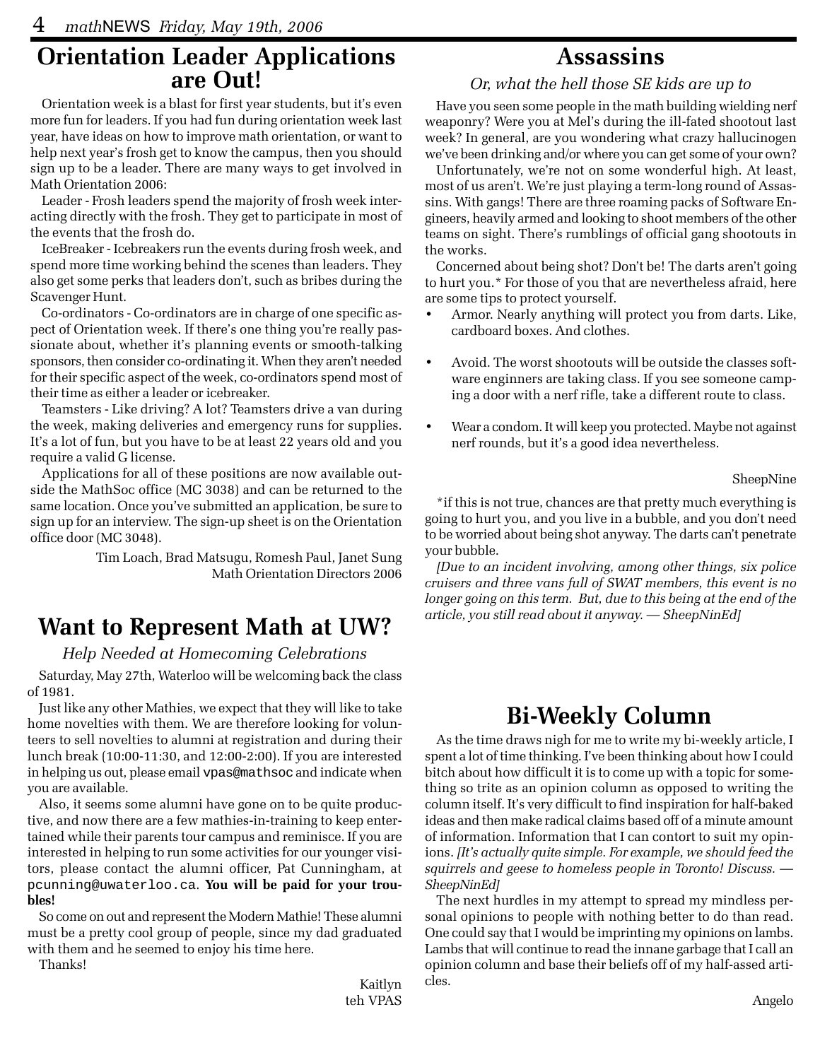## Orientation Leader Applications are Out!

Orientation week is a blast for first year students, but it's even more fun for leaders. If you had fun during orientation week last year, have ideas on how to improve math orientation, or want to help next year's frosh get to know the campus, then you should sign up to be a leader. There are many ways to get involved in Math Orientation 2006:

Leader - Frosh leaders spend the majority of frosh week interacting directly with the frosh. They get to participate in most of the events that the frosh do.

IceBreaker - Icebreakers run the events during frosh week, and spend more time working behind the scenes than leaders. They also get some perks that leaders don't, such as bribes during the Scavenger Hunt.

Co-ordinators - Co-ordinators are in charge of one specific aspect of Orientation week. If there's one thing you're really passionate about, whether it's planning events or smooth-talking sponsors, then consider co-ordinating it. When they aren't needed for their specific aspect of the week, co-ordinators spend most of their time as either a leader or icebreaker.

Teamsters - Like driving? A lot? Teamsters drive a van during the week, making deliveries and emergency runs for supplies. It's a lot of fun, but you have to be at least 22 years old and you require a valid G license.

Applications for all of these positions are now available outside the MathSoc office (MC 3038) and can be returned to the same location. Once you've submitted an application, be sure to sign up for an interview. The sign-up sheet is on the Orientation office door (MC 3048).

Tim Loach, Brad Matsugu, Romesh Paul, Janet Sung
Math Orientation Directors 2006

## Want to Represent Math at UW?

*Help Needed at Homecoming Celebrations*

Saturday, May 27th, Waterloo will be welcoming back the class of 1981.

Just like any other Mathies, we expect that they will like to take home novelties with them. We are therefore looking for volunteers to sell novelties to alumni at registration and during their lunch break (10:00-11:30, and 12:00-2:00). If you are interested in helping us out, please email `vpas@mathsoc` and indicate when you are available.

Also, it seems some alumni have gone on to be quite productive, and now there are a few mathies-in-training to keep entertained while their parents tour campus and reminisce. If you are interested in helping to run some activities for our younger visitors, please contact the alumni officer, Pat Cunningham, at `pcunning@uwaterloo.ca`. **You will be paid for your troubles!**

So come on out and represent the Modern Mathie! These alumni must be a pretty cool group of people, since my dad graduated with them and he seemed to enjoy his time here.

Thanks!

Kaitlyn
teh VPAS

## Assassins

*Or, what the hell those SE kids are up to*

Have you seen some people in the math building wielding nerf weaponry? Were you at Mel's during the ill-fated shootout last week? In general, are you wondering what crazy hallucinogen we've been drinking and/or where you can get some of your own?

Unfortunately, we're not on some wonderful high. At least, most of us aren't. We're just playing a term-long round of Assassins. With gangs! There are three roaming packs of Software Engineers, heavily armed and looking to shoot members of the other teams on sight. There's rumblings of official gang shootouts in the works.

Concerned about being shot? Don't be! The darts aren't going to hurt you.* For those of you that are nevertheless afraid, here are some tips to protect yourself.

- Armor. Nearly anything will protect you from darts. Like, cardboard boxes. And clothes.
- Avoid. The worst shootouts will be outside the classes software enginners are taking class. If you see someone camping a door with a nerf rifle, take a different route to class.
- Wear a condom. It will keep you protected. Maybe not against nerf rounds, but it's a good idea nevertheless.

SheepNine

*if this is not true, chances are that pretty much everything is going to hurt you, and you live in a bubble, and you don't need to be worried about being shot anyway. The darts can't penetrate your bubble.

*[Due to an incident involving, among other things, six police cruisers and three vans full of SWAT members, this event is no longer going on this term. But, due to this being at the end of the article, you still read about it anyway. — SheepNinEd]*

## Bi-Weekly Column

As the time draws nigh for me to write my bi-weekly article, I spent a lot of time thinking. I've been thinking about how I could bitch about how difficult it is to come up with a topic for something so trite as an opinion column as opposed to writing the column itself. It's very difficult to find inspiration for half-baked ideas and then make radical claims based off of a minute amount of information. Information that I can contort to suit my opinions. *[It's actually quite simple. For example, we should feed the squirrels and geese to homeless people in Toronto! Discuss. — SheepNinEd]*

The next hurdles in my attempt to spread my mindless personal opinions to people with nothing better to do than read. One could say that I would be imprinting my opinions on lambs. Lambs that will continue to read the innane garbage that I call an opinion column and base their beliefs off of my half-assed articles.

Angelo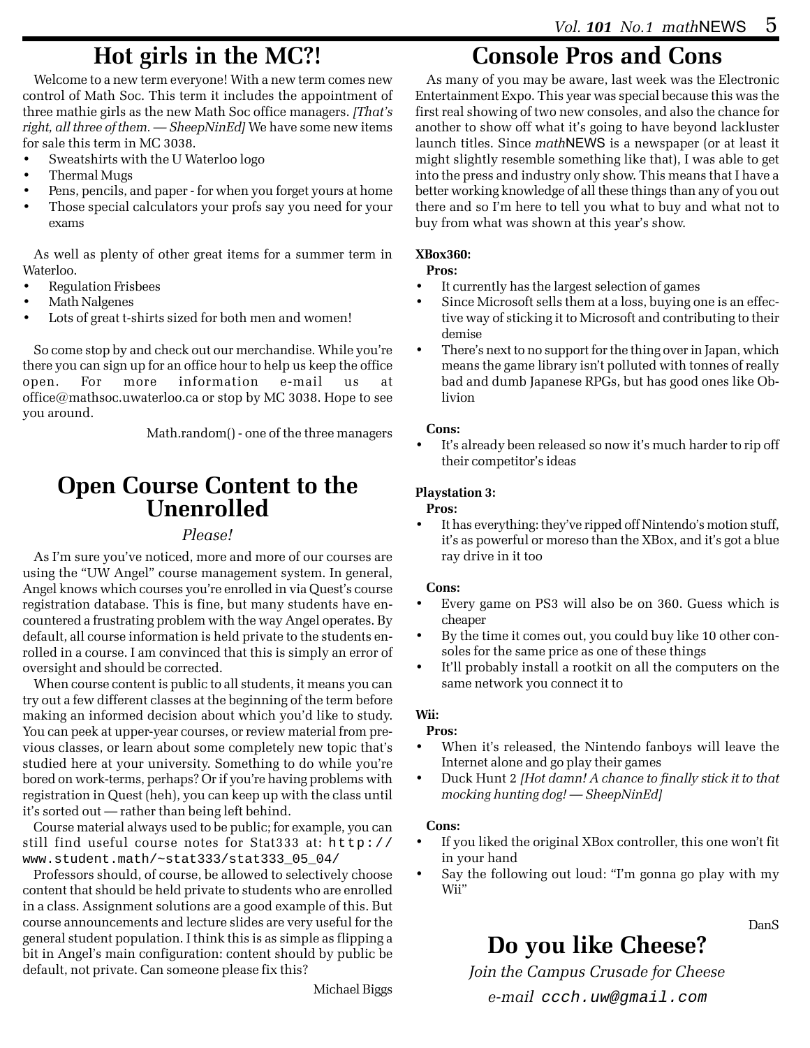## Hot girls in the MC?!

Welcome to a new term everyone! With a new term comes new control of Math Soc. This term it includes the appointment of three mathie girls as the new Math Soc office managers. *[That's right, all three of them. — SheepNinEd]* We have some new items for sale this term in MC 3038.

- Sweatshirts with the U Waterloo logo
- Thermal Mugs
- Pens, pencils, and paper - for when you forget yours at home
- Those special calculators your profs say you need for your exams

As well as plenty of other great items for a summer term in Waterloo.

- Regulation Frisbees
- Math Nalgenes
- Lots of great t-shirts sized for both men and women!

So come stop by and check out our merchandise. While you're there you can sign up for an office hour to help us keep the office open. For more information e-mail us at office@mathsoc.uwaterloo.ca or stop by MC 3038. Hope to see you around.

Math.random() - one of the three managers

## Open Course Content to the Unenrolled

*Please!*

As I'm sure you've noticed, more and more of our courses are using the "UW Angel" course management system. In general, Angel knows which courses you're enrolled in via Quest's course registration database. This is fine, but many students have encountered a frustrating problem with the way Angel operates. By default, all course information is held private to the students enrolled in a course. I am convinced that this is simply an error of oversight and should be corrected.

When course content is public to all students, it means you can try out a few different classes at the beginning of the term before making an informed decision about which you'd like to study. You can peek at upper-year courses, or review material from previous classes, or learn about some completely new topic that's studied here at your university. Something to do while you're bored on work-terms, perhaps? Or if you're having problems with registration in Quest (heh), you can keep up with the class until it's sorted out — rather than being left behind.

Course material always used to be public; for example, you can still find useful course notes for Stat333 at: `http://www.student.math/~stat333/stat333_05_04/`

Professors should, of course, be allowed to selectively choose content that should be held private to students who are enrolled in a class. Assignment solutions are a good example of this. But course announcements and lecture slides are very useful for the general student population. I think this is as simple as flipping a bit in Angel's main configuration: content should by public be default, not private. Can someone please fix this?

Michael Biggs

## Console Pros and Cons

As many of you may be aware, last week was the Electronic Entertainment Expo. This year was special because this was the first real showing of two new consoles, and also the chance for another to show off what it's going to have beyond lackluster launch titles. Since *math*NEWS is a newspaper (or at least it might slightly resemble something like that), I was able to get into the press and industry only show. This means that I have a better working knowledge of all these things than any of you out there and so I'm here to tell you what to buy and what not to buy from what was shown at this year's show.

**XBox360:**

**Pros:**

- It currently has the largest selection of games
- Since Microsoft sells them at a loss, buying one is an effective way of sticking it to Microsoft and contributing to their demise
- There's next to no support for the thing over in Japan, which means the game library isn't polluted with tonnes of really bad and dumb Japanese RPGs, but has good ones like Oblivion

**Cons:**

- It's already been released so now it's much harder to rip off their competitor's ideas

**Playstation 3:**

**Pros:**

- It has everything: they've ripped off Nintendo's motion stuff, it's as powerful or moreso than the XBox, and it's got a blue ray drive in it too

**Cons:**

- Every game on PS3 will also be on 360. Guess which is cheaper
- By the time it comes out, you could buy like 10 other consoles for the same price as one of these things
- It'll probably install a rootkit on all the computers on the same network you connect it to

**Wii:**

**Pros:**

- When it's released, the Nintendo fanboys will leave the Internet alone and go play their games
- Duck Hunt 2 *[Hot damn! A chance to finally stick it to that mocking hunting dog! — SheepNinEd]*

**Cons:**

- If you liked the original XBox controller, this one won't fit in your hand
- Say the following out loud: "I'm gonna go play with my Wii"

DanS

## Do you like Cheese?

*Join the Campus Crusade for Cheese*

*e-mail* `ccch.uw@gmail.com`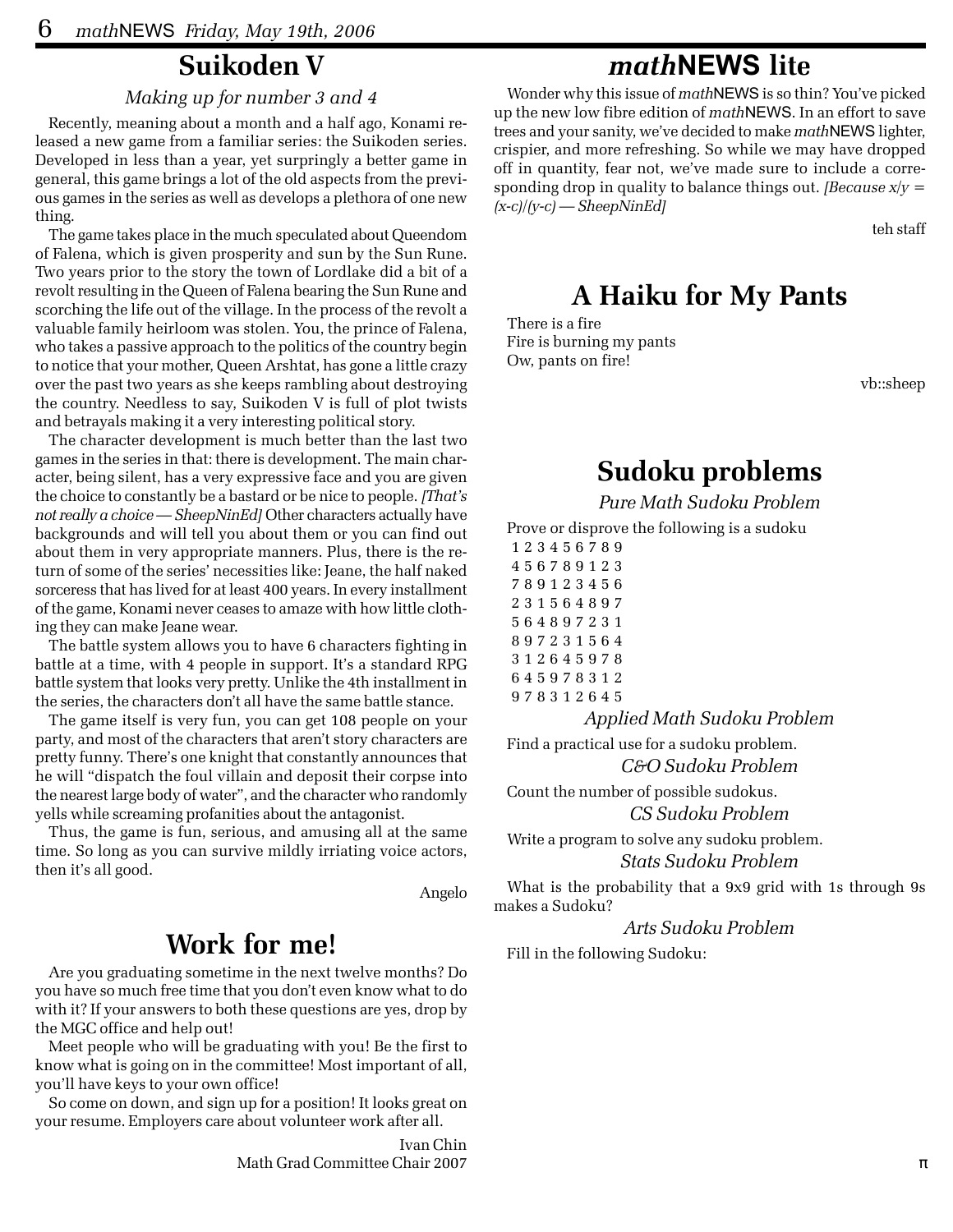## Suikoden V

*Making up for number 3 and 4*

Recently, meaning about a month and a half ago, Konami released a new game from a familiar series: the Suikoden series. Developed in less than a year, yet surpringly a better game in general, this game brings a lot of the old aspects from the previous games in the series as well as develops a plethora of one new thing.

The game takes place in the much speculated about Queendom of Falena, which is given prosperity and sun by the Sun Rune. Two years prior to the story the town of Lordlake did a bit of a revolt resulting in the Queen of Falena bearing the Sun Rune and scorching the life out of the village. In the process of the revolt a valuable family heirloom was stolen. You, the prince of Falena, who takes a passive approach to the politics of the country begin to notice that your mother, Queen Arshtat, has gone a little crazy over the past two years as she keeps rambling about destroying the country. Needless to say, Suikoden V is full of plot twists and betrayals making it a very interesting political story.

The character development is much better than the last two games in the series in that: there is development. The main character, being silent, has a very expressive face and you are given the choice to constantly be a bastard or be nice to people. *[That's not really a choice — SheepNinEd]* Other characters actually have backgrounds and will tell you about them or you can find out about them in very appropriate manners. Plus, there is the return of some of the series' necessities like: Jeane, the half naked sorceress that has lived for at least 400 years. In every installment of the game, Konami never ceases to amaze with how little clothing they can make Jeane wear.

The battle system allows you to have 6 characters fighting in battle at a time, with 4 people in support. It's a standard RPG battle system that looks very pretty. Unlike the 4th installment in the series, the characters don't all have the same battle stance.

The game itself is very fun, you can get 108 people on your party, and most of the characters that aren't story characters are pretty funny. There's one knight that constantly announces that he will "dispatch the foul villain and deposit their corpse into the nearest large body of water", and the character who randomly yells while screaming profanities about the antagonist.

Thus, the game is fun, serious, and amusing all at the same time. So long as you can survive mildly irriating voice actors, then it's all good.

Angelo

## Work for me!

Are you graduating sometime in the next twelve months? Do you have so much free time that you don't even know what to do with it? If your answers to both these questions are yes, drop by the MGC office and help out!

Meet people who will be graduating with you! Be the first to know what is going on in the committee! Most important of all, you'll have keys to your own office!

So come on down, and sign up for a position! It looks great on your resume. Employers care about volunteer work after all.

Ivan Chin
Math Grad Committee Chair 2007

## *math*NEWS lite

Wonder why this issue of *math*NEWS is so thin? You've picked up the new low fibre edition of *math*NEWS. In an effort to save trees and your sanity, we've decided to make *math*NEWS lighter, crispier, and more refreshing. So while we may have dropped off in quantity, fear not, we've made sure to include a corresponding drop in quality to balance things out. *[Because $x/y = (x-c)/(y-c)$ — SheepNinEd]*

teh staff

## A Haiku for My Pants

There is a fire
Fire is burning my pants
Ow, pants on fire!

vb::sheep

## Sudoku problems

*Pure Math Sudoku Problem*

Prove or disprove the following is a sudoku

```
1 2 3 4 5 6 7 8 9
4 5 6 7 8 9 1 2 3
7 8 9 1 2 3 4 5 6
2 3 1 5 6 4 8 9 7
5 6 4 8 9 7 2 3 1
8 9 7 2 3 1 5 6 4
3 1 2 6 4 5 9 7 8
6 4 5 9 7 8 3 1 2
9 7 8 3 1 2 6 4 5
```

*Applied Math Sudoku Problem*

Find a practical use for a sudoku problem.

*C&O Sudoku Problem*

Count the number of possible sudokus.

*CS Sudoku Problem*

Write a program to solve any sudoku problem.

*Stats Sudoku Problem*

What is the probability that a 9x9 grid with 1s through 9s makes a Sudoku?

*Arts Sudoku Problem*

Fill in the following Sudoku: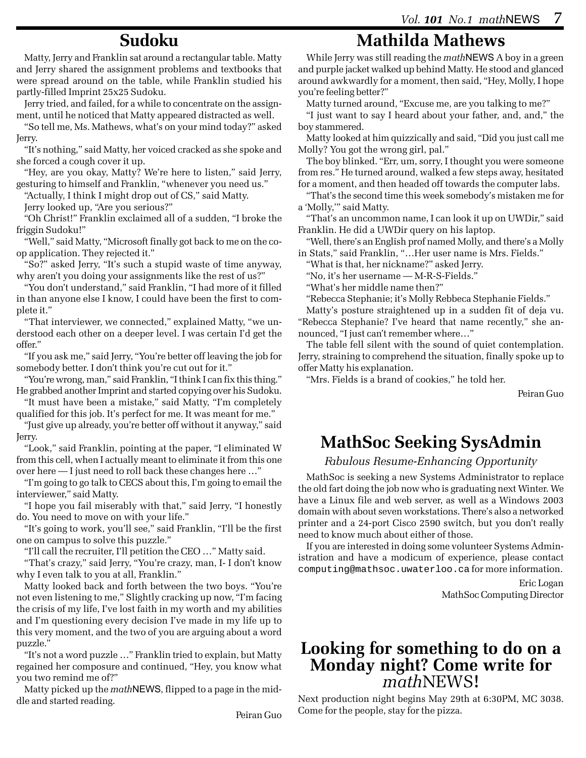## Sudoku

Matty, Jerry and Franklin sat around a rectangular table. Matty and Jerry shared the assignment problems and textbooks that were spread around on the table, while Franklin studied his partly-filled Imprint 25x25 Sudoku.

Jerry tried, and failed, for a while to concentrate on the assignment, until he noticed that Matty appeared distracted as well.

"So tell me, Ms. Mathews, what's on your mind today?" asked Jerry.

"It's nothing," said Matty, her voiced cracked as she spoke and she forced a cough cover it up.

"Hey, are you okay, Matty? We're here to listen," said Jerry, gesturing to himself and Franklin, "whenever you need us."

"Actually, I think I might drop out of CS," said Matty.

Jerry looked up, "Are you serious?"

"Oh Christ!" Franklin exclaimed all of a sudden, "I broke the friggin Sudoku!"

"Well," said Matty, "Microsoft finally got back to me on the co-op application. They rejected it."

"So?" asked Jerry, "It's such a stupid waste of time anyway, why aren't you doing your assignments like the rest of us?"

"You don't understand," said Franklin, "I had more of it filled in than anyone else I know, I could have been the first to complete it."

"That interviewer, we connected," explained Matty, "we understood each other on a deeper level. I was certain I'd get the offer."

"If you ask me," said Jerry, "You're better off leaving the job for somebody better. I don't think you're cut out for it."

"You're wrong, man," said Franklin, "I think I can fix this thing." He grabbed another Imprint and started copying over his Sudoku.

"It must have been a mistake," said Matty, "I'm completely qualified for this job. It's perfect for me. It was meant for me."

"Just give up already, you're better off without it anyway," said Jerry.

"Look," said Franklin, pointing at the paper, "I eliminated W from this cell, when I actually meant to eliminate it from this one over here — I just need to roll back these changes here …"

"I'm going to go talk to CECS about this, I'm going to email the interviewer," said Matty.

"I hope you fail miserably with that," said Jerry, "I honestly do. You need to move on with your life."

"It's going to work, you'll see," said Franklin, "I'll be the first one on campus to solve this puzzle."

"I'll call the recruiter, I'll petition the CEO …" Matty said.

"That's crazy," said Jerry, "You're crazy, man, I- I don't know why I even talk to you at all, Franklin."

Matty looked back and forth between the two boys. "You're not even listening to me," Slightly cracking up now, "I'm facing the crisis of my life, I've lost faith in my worth and my abilities and I'm questioning every decision I've made in my life up to this very moment, and the two of you are arguing about a word puzzle."

"It's not a word puzzle …" Franklin tried to explain, but Matty regained her composure and continued, "Hey, you know what you two remind me of?"

Matty picked up the *math*NEWS, flipped to a page in the middle and started reading.

Peiran Guo

## Mathilda Mathews

While Jerry was still reading the *math*NEWS A boy in a green and purple jacket walked up behind Matty. He stood and glanced around awkwardly for a moment, then said, "Hey, Molly, I hope you're feeling better?"

Matty turned around, "Excuse me, are you talking to me?"

"I just want to say I heard about your father, and, and," the boy stammered.

Matty looked at him quizzically and said, "Did you just call me Molly? You got the wrong girl, pal."

The boy blinked. "Err, um, sorry, I thought you were someone from res." He turned around, walked a few steps away, hesitated for a moment, and then headed off towards the computer labs.

"That's the second time this week somebody's mistaken me for a 'Molly,'" said Matty.

"That's an uncommon name, I can look it up on UWDir," said Franklin. He did a UWDir query on his laptop.

"Well, there's an English prof named Molly, and there's a Molly in Stats," said Franklin, "…Her user name is Mrs. Fields."

"What is that, her nickname?" asked Jerry.

"No, it's her username — M-R-S-Fields."

"What's her middle name then?"

"Rebecca Stephanie; it's Molly Rebbeca Stephanie Fields."

Matty's posture straightened up in a sudden fit of deja vu. "Rebecca Stephanie? I've heard that name recently," she announced, "I just can't remember where…"

The table fell silent with the sound of quiet contemplation. Jerry, straining to comprehend the situation, finally spoke up to offer Matty his explanation.

"Mrs. Fields is a brand of cookies," he told her.

Peiran Guo

## MathSoc Seeking SysAdmin

*Fabulous Resume-Enhancing Opportunity*

MathSoc is seeking a new Systems Administrator to replace the old fart doing the job now who is graduating next Winter. We have a Linux file and web server, as well as a Windows 2003 domain with about seven workstations. There's also a networked printer and a 24-port Cisco 2590 switch, but you don't really need to know much about either of those.

If you are interested in doing some volunteer Systems Administration and have a modicum of experience, please contact computing@mathsoc.uwaterloo.ca for more information.

Eric Logan
MathSoc Computing Director

## Looking for something to do on a Monday night? Come write for *math*NEWS!

Next production night begins May 29th at 6:30PM, MC 3038. Come for the people, stay for the pizza.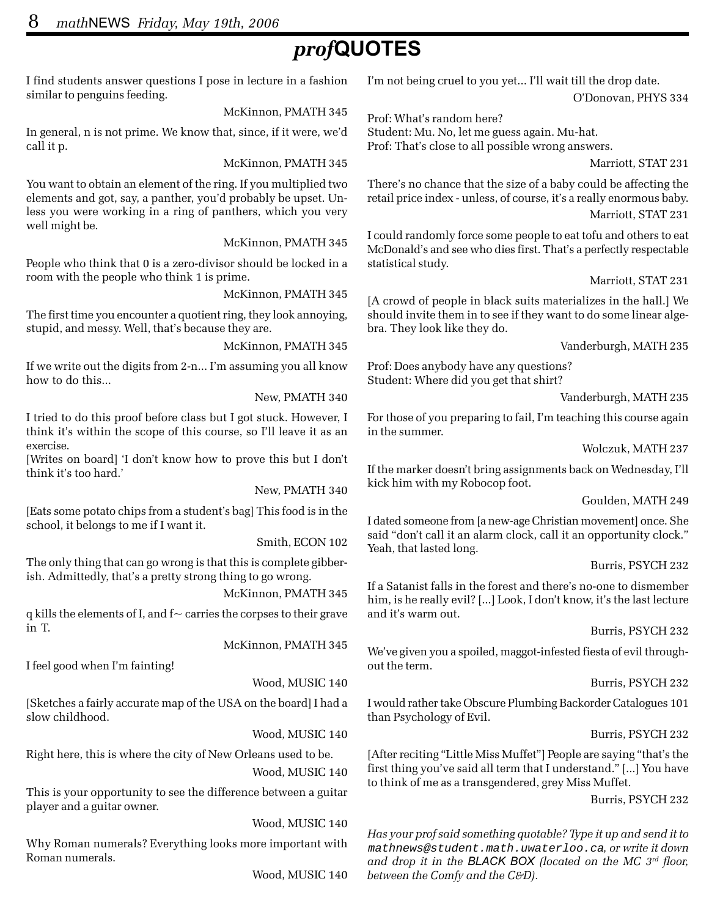# *prof*QUOTES

I find students answer questions I pose in lecture in a fashion similar to penguins feeding.

McKinnon, PMATH 345

In general, n is not prime. We know that, since, if it were, we'd call it p.

McKinnon, PMATH 345

You want to obtain an element of the ring. If you multiplied two elements and got, say, a panther, you'd probably be upset. Unless you were working in a ring of panthers, which you very well might be.

McKinnon, PMATH 345

People who think that 0 is a zero-divisor should be locked in a room with the people who think 1 is prime.

McKinnon, PMATH 345

The first time you encounter a quotient ring, they look annoying, stupid, and messy. Well, that's because they are.

McKinnon, PMATH 345

If we write out the digits from 2-n... I'm assuming you all know how to do this...

New, PMATH 340

I tried to do this proof before class but I got stuck. However, I think it's within the scope of this course, so I'll leave it as an exercise.
[Writes on board] 'I don't know how to prove this but I don't think it's too hard.'

New, PMATH 340

[Eats some potato chips from a student's bag] This food is in the school, it belongs to me if I want it.

Smith, ECON 102

The only thing that can go wrong is that this is complete gibberish. Admittedly, that's a pretty strong thing to go wrong.

McKinnon, PMATH 345

q kills the elements of I, and f~ carries the corpses to their grave in T.

McKinnon, PMATH 345

I feel good when I'm fainting!

Wood, MUSIC 140

[Sketches a fairly accurate map of the USA on the board] I had a slow childhood.

Wood, MUSIC 140

Right here, this is where the city of New Orleans used to be.

Wood, MUSIC 140

This is your opportunity to see the difference between a guitar player and a guitar owner.

Wood, MUSIC 140

Why Roman numerals? Everything looks more important with Roman numerals.

Wood, MUSIC 140

I'm not being cruel to you yet... I'll wait till the drop date.

O'Donovan, PHYS 334

Prof: What's random here?
Student: Mu. No, let me guess again. Mu-hat.
Prof: That's close to all possible wrong answers.

Marriott, STAT 231

There's no chance that the size of a baby could be affecting the retail price index - unless, of course, it's a really enormous baby.

Marriott, STAT 231

I could randomly force some people to eat tofu and others to eat McDonald's and see who dies first. That's a perfectly respectable statistical study.

Marriott, STAT 231

[A crowd of people in black suits materializes in the hall.] We should invite them in to see if they want to do some linear algebra. They look like they do.

Vanderburgh, MATH 235

Prof: Does anybody have any questions?
Student: Where did you get that shirt?

Vanderburgh, MATH 235

For those of you preparing to fail, I'm teaching this course again in the summer.

Wolczuk, MATH 237

If the marker doesn't bring assignments back on Wednesday, I'll kick him with my Robocop foot.

Goulden, MATH 249

I dated someone from [a new-age Christian movement] once. She said "don't call it an alarm clock, call it an opportunity clock." Yeah, that lasted long.

Burris, PSYCH 232

If a Satanist falls in the forest and there's no-one to dismember him, is he really evil? [...] Look, I don't know, it's the last lecture and it's warm out.

Burris, PSYCH 232

We've given you a spoiled, maggot-infested fiesta of evil throughout the term.

Burris, PSYCH 232

I would rather take Obscure Plumbing Backorder Catalogues 101 than Psychology of Evil.

Burris, PSYCH 232

[After reciting "Little Miss Muffet"] People are saying "that's the first thing you've said all term that I understand." [...] You have to think of me as a transgendered, grey Miss Muffet.

Burris, PSYCH 232

*Has your prof said something quotable? Type it up and send it to* `mathnews@student.math.uwaterloo.ca`*, or write it down and drop it in the* BLACK BOX *(located on the MC 3rd floor, between the Comfy and the C&D).*